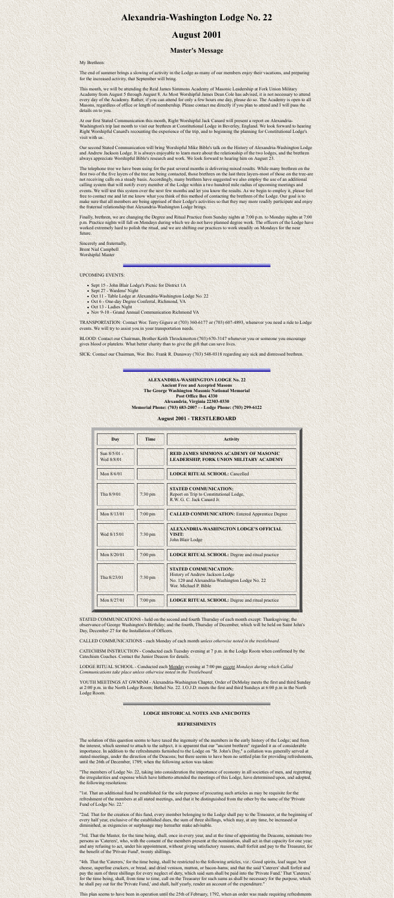# Alexandria-Washington Lodge No. 22

# August 2001

## Master's Message

My Brethren:

The end of summer brings a slowing of activity in the Lodge as many of our members enjoy their vacations, and preparing for the increased activity, that September will bring.

This month, we will be attending the Reid James Simmons Academy of Masonic Leadership at Fork Union Military Academy from August 5 through August 8. As Most Worshipful James Dean Cole has advised, it is not necessary to attend every day of the Academy. Rather, if you can attend for only a few hours one day, please do so. The Academy is open to all Masons, regardless of office or length of membership. Please contact me directly if you plan to attend and I will pass the details on to you.

At our first Stated Communication this month, Right Worshipful Jack Canard will present a report on Alexandria-Washington's trip last month to visit our brethren at Constitutional Lodge in Beverley, England. We look forward to hearing Right Worshipful Canard's recounting the experience of the trip, and to beginning the planning for Constitutional Lodge's visit with us.

Our second Stated Communication will bring Worshipful Mike Bible's talk on the History of Alexandria-Washington Lodge and Andrew Jackson Lodge. It is always enjoyable to learn more about the relationship of the two lodges, and the brethren always appreciate Worshipful Bible's research and work. We look forward to hearing him on August 23.

The telephone tree we have been using for the past several months is delivering mixed results. While many brethren on the first two of the five layers of the tree are being contacted, those brethren on the last three layers-most of those on the tree-are not receiving calls on a steady basis. Accordingly, many brethren have suggested we also employ the use of an additional calling system that will notify every member of the Lodge within a two hundred mile radius of upcoming meetings and events. We will test this system over the next few months and let you know the results. As we begin to employ it, please feel free to contact me and let me know what you think of this method of contacting the brethren of the Lodge. Our goal is to make sure that all members are being apprised of their Lodge's activities so that they may more readily participate and enjoy the fraternal relationship that Alexandria-Washington Lodge brings.

Finally, brethren, we are changing the Degree and Ritual Practice from Sunday nights at 7:00 p.m. to Monday nights at 7:00 p.m. Practice nights will fall on Mondays during which we do not have planned degree work. The officers of the Lodge have worked extremely hard to polish the ritual, and we are shifting our practices to work steadily on Mondays for the near future.

Sincerely and fraternally,
Brent Nial Campbell
Worshipful Master

---

UPCOMING EVENTS:

- Sept 15 - John Blair Lodge's Picnic for District 1A
- Sept 27 - Wardens' Night
- Oct 11 - Table Lodge at Alexandria-Washington Lodge No. 22
- Oct 6 - One-day Degree Conferral, Richmond, VA
- Oct 13 - Ladies Night
- Nov 9-10 - Grand Annual Communication Richmond VA

TRANSPORTATION: Contact Wor. Terry Gigure at (703) 360-6177 or (703) 607-4893, whenever you need a ride to Lodge events. We will try to assist you in your transportation needs.

BLOOD: Contact our Chairman, Brother Keith Throckmorton (703) 670-3147 whenever you or someone you encourage gives blood or platelets. What better charity than to give the gift that can save lives.

SICK: Contact our Chairman, Wor. Bro. Frank R. Dunaway (703) 548-0318 regarding any sick and distressed brethren.

---

**ALEXANDRIA-WASHINGTON LODGE No. 22**
**Ancient Free and Accepted Masons**
**The George Washington Masonic National Memorial**
**Post Office Box 4330**
**Alexandria, Virginia 22303-0330**
**Memorial Phone: (703) 683-2007 - - Lodge Phone: (703) 299-6122**

### August 2001 - TRESTLEBOARD

| Day | Time | Activity |
|---|---|---|
| Sun 8/5/01 - Wed 8/8/01 | | **REID JAMES SIMMONS ACADEMY OF MASONIC LEADERSHIP, FORK UNION MILITARY ACADEMY** |
| Mon 8/6/01 | | **LODGE RITUAL SCHOOL:** Cancelled |
| Thu 8/9/01 | 7:30 pm | **STATED COMMUNICATION:** Report on Trip to Constitutional Lodge, R.W. G. C. Jack Canard Jr. |
| Mon 8/13/01 | 7:00 pm | **CALLED COMMUNICATION:** Entered Apprentice Degree |
| Wed 8/15/01 | 7:30 pm | **ALEXANDRIA-WASHINGTON LODGE'S OFFICIAL VISIT:** John Blair Lodge |
| Mon 8/20/01 | 7:00 pm | **LODGE RITUAL SCHOOL:** Degree and ritual practice |
| Thu 8/23/01 | 7:30 pm | **STATED COMMUNICATION:** History of Andrew Jackson Lodge No. 120 and Alexandria-Washington Lodge No. 22 Wor. Michael P. Bible |
| Mon 8/27/01 | 7:00 pm | **LODGE RITUAL SCHOOL:** Degree and ritual practice |

STATED COMMUNICATIONS - held on the second and fourth Thursday of each month except: Thanksgiving; the observance of George Washington's Birthday; and the fourth, Thursday of December, which will be held on Saint John's Day, December 27 for the Installation of Officers.

CALLED COMMUNICATIONS - each Monday of each month *unless otherwise noted in the trestleboard.*

CATECHISM INSTRUCTION - Conducted each Tuesday evening at 7 p.m. in the Lodge Room when confirmed by the Catechism Coaches. Contact the Junior Deacon for details.

LODGE RITUAL SCHOOL - Conducted each Monday evening at 7:00 pm *except Mondays during which Called Communications take place unless otherwise noted in the Trestleboard.*

YOUTH MEETINGS AT GWMNM - Alexandria-Washington Chapter, Order of DeMolay meets the first and third Sunday at 2:00 p.m. in the North Lodge Room; Bethel No. 22. I.O.J.D. meets the first and third Sundays at 6:00 p.m in the North Lodge Room.

---

**LODGE HISTORICAL NOTES AND ANECDOTES**

**REFRESHMENTS**

The solution of this question seems to have taxed the ingenuity of the members in the early history of the Lodge; and from the interest, which seemed to attach to the subject, it is apparent that our "ancient brethren" regarded it as of considerable importance. In addition to the refreshments furnished to the Lodge on "St. John's Day," a collation was generally served at stated meetings, under the direction of the Deacons; but there seems to have been no settled plan for providing refreshments, until the 26th of December, 1789, when the following action was taken:

"The members of Lodge No. 22, taking into consideration the importance of economy in all societies of men, and regretting the irregularities and expense which have hitherto attended the meetings of this Lodge, have determined upon, and adopted, the following resolutions:

"1st. That an additional fund be established for the sole purpose of procuring such articles as may be requisite for the refreshment of the members at all stated meetings, and that it be distinguished from the other by the name of the 'Private Fund of Lodge No. 22.'

"2nd. That for the creation of this fund, every member belonging to the Lodge shall pay to the Treasurer, at the beginning of every half year, exclusive of the established dues, the sum of three shillings, which may, at any time, be increased or diminished, as exigencies or surplusage may hereafter make advisable.

"3rd. That the Master, for the time being, shall, once in every year, and at the time of appointing the Deacons, nominate two persons as 'Caterers', who, with the consent of the members present at the nomination, shall act in that capacity for one year; and any refusing to act, under his appointment, without giving satisfactory reasons, shall forfeit and pay to the Treasurer, for the benefit of the 'Private Fund', twenty shillings.

"4th. That the 'Caterers,' for the time being, shall be restricted to the following articles, viz.: Good spirits, loaf sugar, best cheese, superfine crackers, or bread, and dried venison, mutton, or bacon-hams; and that the said 'Caterers' shall forfeit and pay the sum of three shillings for every neglect of duty, which said sum shall be paid into the 'Private Fund.' That 'Caterers,' for the time being, shall, from time to time, call on the Treasurer for such sums as shall be necessary for the purpose, which he shall pay out for the 'Private Fund,' and shall, half yearly, render an account of the expenditure."

This plan seems to have been in operation until the 25th of February, 1792, when an order was made requiring refreshments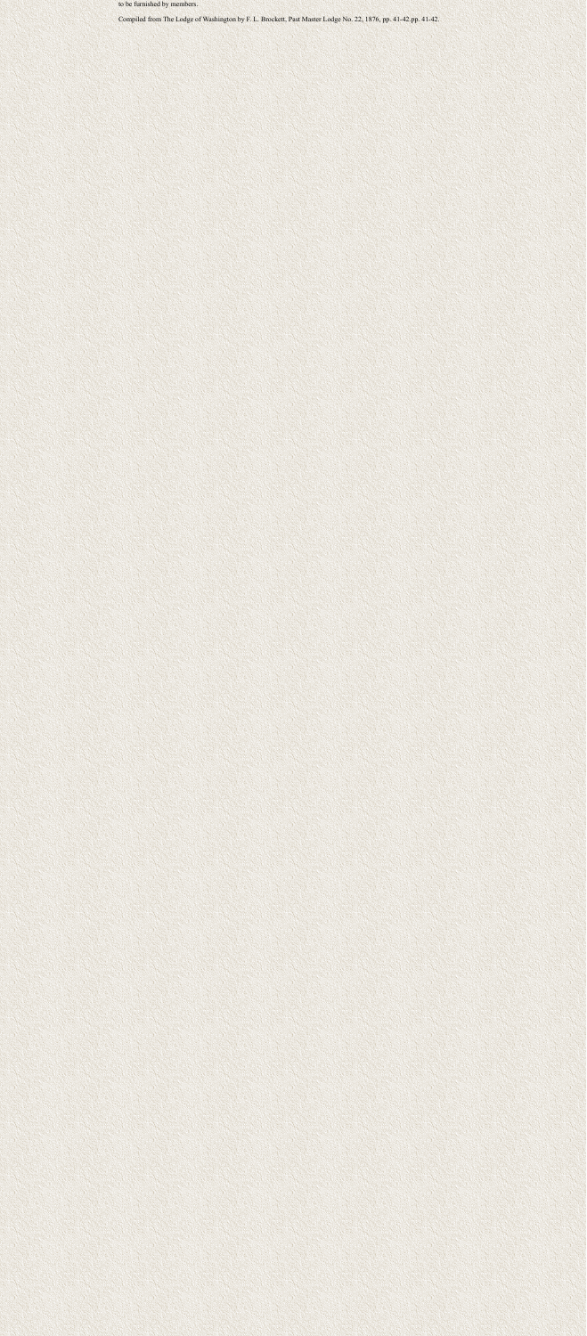to be furnished by members.

Compiled from The Lodge of Washington by F. L. Brockett, Past Master Lodge No. 22, 1876, pp. 41-42.pp. 41-42.